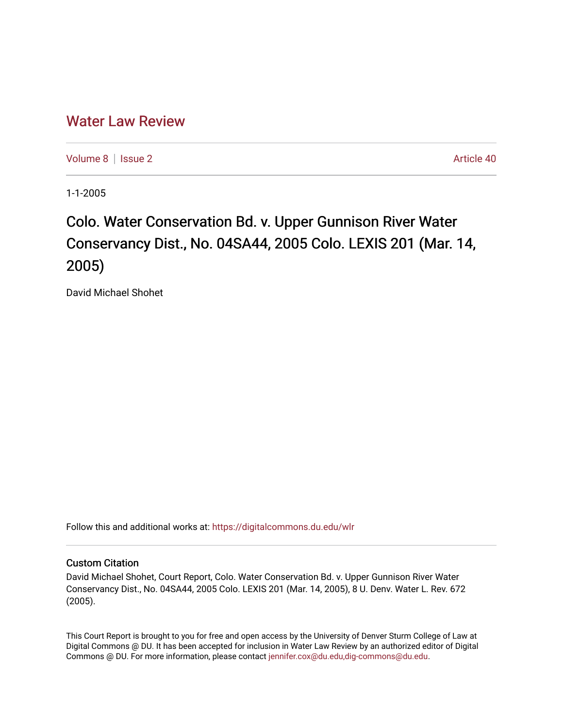# Water Law Review

Volume 8 | Issue 2 Article 40

1-1-2005

## Colo. Water Conservation Bd. v. Upper Gunnison River Water Conservancy Dist., No. 04SA44, 2005 Colo. LEXIS 201 (Mar. 14, 2005)

David Michael Shohet

Follow this and additional works at: https://digitalcommons.du.edu/wlr

### Custom Citation

David Michael Shohet, Court Report, Colo. Water Conservation Bd. v. Upper Gunnison River Water Conservancy Dist., No. 04SA44, 2005 Colo. LEXIS 201 (Mar. 14, 2005), 8 U. Denv. Water L. Rev. 672 (2005).

This Court Report is brought to you for free and open access by the University of Denver Sturm College of Law at Digital Commons @ DU. It has been accepted for inclusion in Water Law Review by an authorized editor of Digital Commons @ DU. For more information, please contact jennifer.cox@du.edu,dig-commons@du.edu.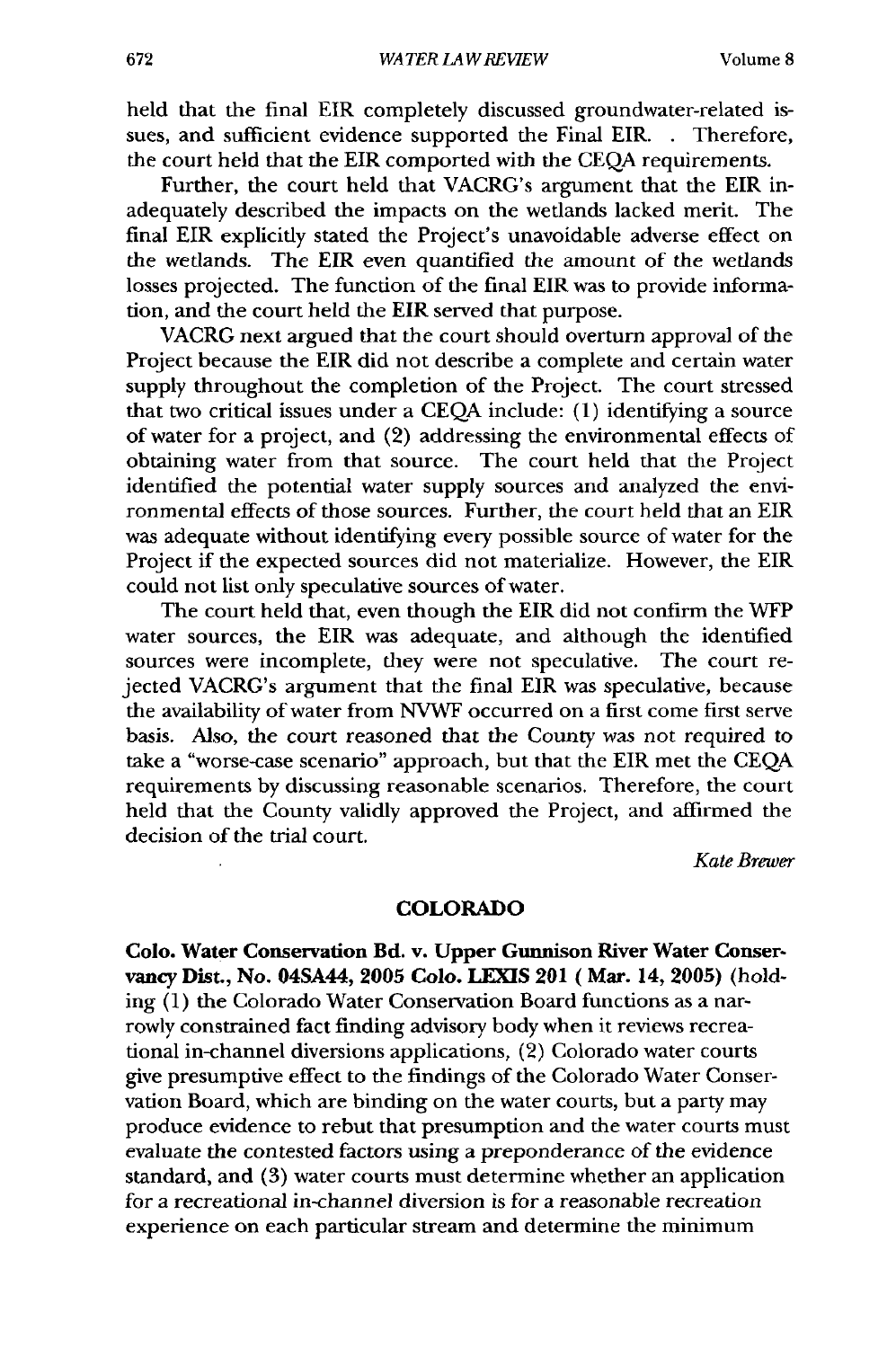held that the final EIR completely discussed groundwater-related issues, and sufficient evidence supported the Final EIR. . Therefore, the court held that the EIR comported with the CEQA requirements.

Further, the court held that VACRG's argument that the EIR inadequately described the impacts on the wetlands lacked merit. The final EIR explicitly stated the Project's unavoidable adverse effect on the wetlands. The EIR even quantified the amount of the wetlands losses projected. The function of the final EIR was to provide information, and the court held the EIR served that purpose.

VACRG next argued that the court should overturn approval of the Project because the EIR did not describe a complete and certain water supply throughout the completion of the Project. The court stressed that two critical issues under a CEQA include: (1) identifying a source of water for a project, and (2) addressing the environmental effects of obtaining water from that source. The court held that the Project identified the potential water supply sources and analyzed the environmental effects of those sources. Further, the court held that an EIR was adequate without identifying every possible source of water for the Project if the expected sources did not materialize. However, the EIR could not list only speculative sources of water.

The court held that, even though the EIR did not confirm the WFP water sources, the EIR was adequate, and although the identified sources were incomplete, they were not speculative. The court rejected VACRG's argument that the final EIR was speculative, because the availability of water from NVWF occurred on a first come first serve basis. Also, the court reasoned that the County was not required to take a "worse-case scenario" approach, but that the EIR met the CEQA requirements by discussing reasonable scenarios. Therefore, the court held that the County validly approved the Project, and affirmed the decision of the trial court.

*Kate Brewer*

## COLORADO

**Colo. Water Conservation Bd. v. Upper Gunnison River Water Conservancy Dist., No. 04SA44, 2005 Colo. LEXIS 201 ( Mar. 14, 2005)** (holding (1) the Colorado Water Conservation Board functions as a narrowly constrained fact finding advisory body when it reviews recreational in-channel diversions applications, (2) Colorado water courts give presumptive effect to the findings of the Colorado Water Conservation Board, which are binding on the water courts, but a party may produce evidence to rebut that presumption and the water courts must evaluate the contested factors using a preponderance of the evidence standard, and (3) water courts must determine whether an application for a recreational in-channel diversion is for a reasonable recreation experience on each particular stream and determine the minimum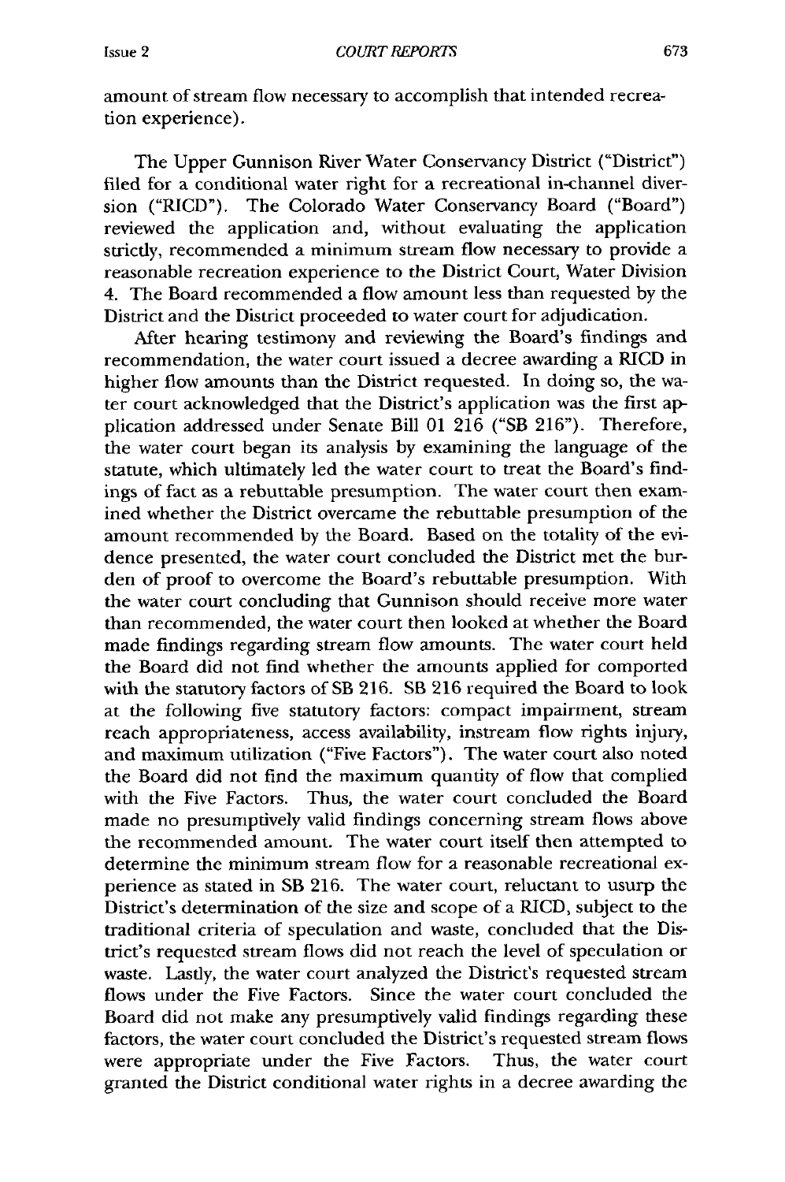amount of stream flow necessary to accomplish that intended recreation experience).

The Upper Gunnison River Water Conservancy District ("District") filed for a conditional water right for a recreational in-channel diversion ("RICD"). The Colorado Water Conservancy Board ("Board") reviewed the application and, without evaluating the application strictly, recommended a minimum stream flow necessary to provide a reasonable recreation experience to the District Court, Water Division 4. The Board recommended a flow amount less than requested by the District and the District proceeded to water court for adjudication.

After hearing testimony and reviewing the Board's findings and recommendation, the water court issued a decree awarding a RICD in higher flow amounts than the District requested. In doing so, the water court acknowledged that the District's application was the first application addressed under Senate Bill 01 216 ("SB 216"). Therefore, the water court began its analysis by examining the language of the statute, which ultimately led the water court to treat the Board's findings of fact as a rebuttable presumption. The water court then examined whether the District overcame the rebuttable presumption of the amount recommended by the Board. Based on the totality of the evidence presented, the water court concluded the District met the burden of proof to overcome the Board's rebuttable presumption. With the water court concluding that Gunnison should receive more water than recommended, the water court then looked at whether the Board made findings regarding stream flow amounts. The water court held the Board did not find whether the amounts applied for comported with the statutory factors of SB 216. SB 216 required the Board to look at the following five statutory factors: compact impairment, stream reach appropriateness, access availability, instream flow rights injury, and maximum utilization ("Five Factors"). The water court also noted the Board did not find the maximum quantity of flow that complied with the Five Factors. Thus, the water court concluded the Board made no presumptively valid findings concerning stream flows above the recommended amount. The water court itself then attempted to determine the minimum stream flow for a reasonable recreational experience as stated in SB 216. The water court, reluctant to usurp the District's determination of the size and scope of a RICD, subject to the traditional criteria of speculation and waste, concluded that the District's requested stream flows did not reach the level of speculation or waste. Lastly, the water court analyzed the District's requested stream flows under the Five Factors. Since the water court concluded the Board did not make any presumptively valid findings regarding these factors, the water court concluded the District's requested stream flows were appropriate under the Five Factors. Thus, the water court granted the District conditional water rights in a decree awarding the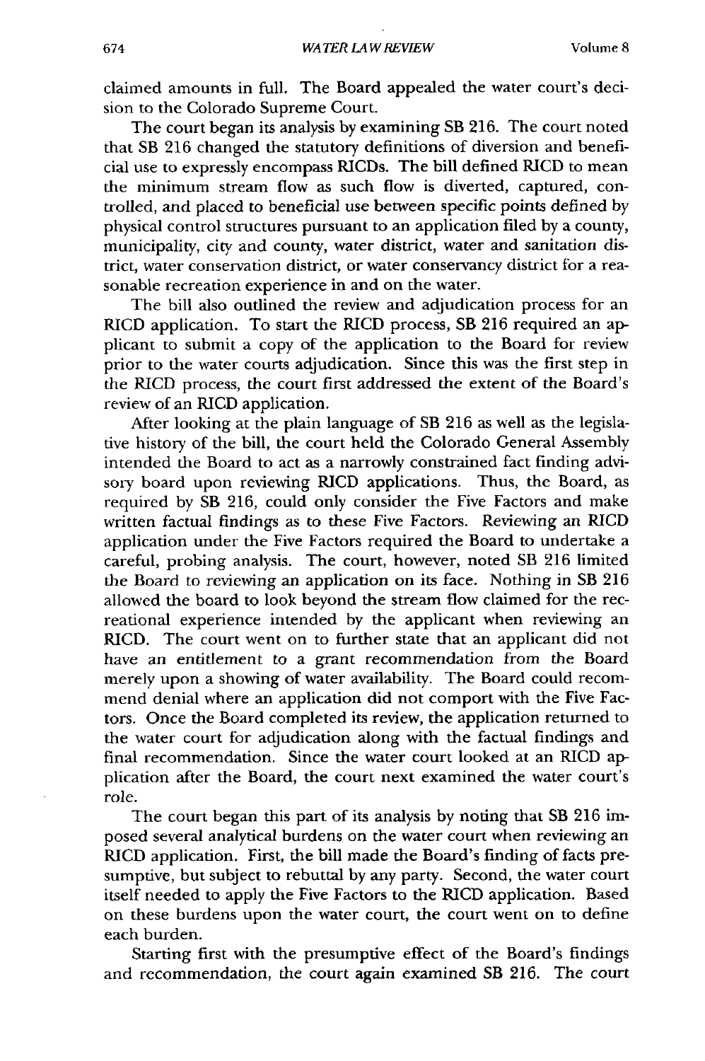claimed amounts in full. The Board appealed the water court's decision to the Colorado Supreme Court.

The court began its analysis by examining SB 216. The court noted that SB 216 changed the statutory definitions of diversion and beneficial use to expressly encompass RICDs. The bill defined RICD to mean the minimum stream flow as such flow is diverted, captured, controlled, and placed to beneficial use between specific points defined by physical control structures pursuant to an application filed by a county, municipality, city and county, water district, water and sanitation district, water conservation district, or water conservancy district for a reasonable recreation experience in and on the water.

The bill also outlined the review and adjudication process for an RICD application. To start the RICD process, SB 216 required an applicant to submit a copy of the application to the Board for review prior to the water courts adjudication. Since this was the first step in the RICD process, the court first addressed the extent of the Board's review of an RICD application.

After looking at the plain language of SB 216 as well as the legislative history of the bill, the court held the Colorado General Assembly intended the Board to act as a narrowly constrained fact finding advisory board upon reviewing RICD applications. Thus, the Board, as required by SB 216, could only consider the Five Factors and make written factual findings as to these Five Factors. Reviewing an RICD application under the Five Factors required the Board to undertake a careful, probing analysis. The court, however, noted SB 216 limited the Board to reviewing an application on its face. Nothing in SB 216 allowed the board to look beyond the stream flow claimed for the recreational experience intended by the applicant when reviewing an RICD. The court went on to further state that an applicant did not have an entitlement to a grant recommendation from the Board merely upon a showing of water availability. The Board could recommend denial where an application did not comport with the Five Factors. Once the Board completed its review, the application returned to the water court for adjudication along with the factual findings and final recommendation. Since the water court looked at an RICD application after the Board, the court next examined the water court's role.

The court began this part of its analysis by noting that SB 216 imposed several analytical burdens on the water court when reviewing an RICD application. First, the bill made the Board's finding of facts presumptive, but subject to rebuttal by any party. Second, the water court itself needed to apply the Five Factors to the RICD application. Based on these burdens upon the water court, the court went on to define each burden.

Starting first with the presumptive effect of the Board's findings and recommendation, the court again examined SB 216. The court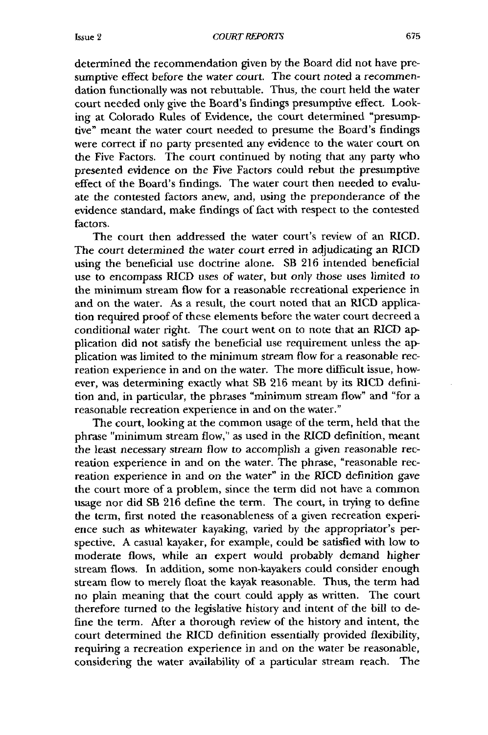determined the recommendation given by the Board did not have presumptive effect before the water court. The court noted a recommendation functionally was not rebuttable. Thus, the court held the water court needed only give the Board's findings presumptive effect. Looking at Colorado Rules of Evidence, the court determined "presumptive" meant the water court needed to presume the Board's findings were correct if no party presented any evidence to the water court on the Five Factors. The court continued by noting that any party who presented evidence on the Five Factors could rebut the presumptive effect of the Board's findings. The water court then needed to evaluate the contested factors anew, and, using the preponderance of the evidence standard, make findings of fact with respect to the contested factors.

The court then addressed the water court's review of an RICD. The court determined the water court erred in adjudicating an RICD using the beneficial use doctrine alone. SB 216 intended beneficial use to encompass RICD uses of water, but only those uses limited to the minimum stream flow for a reasonable recreational experience in and on the water. As a result, the court noted that an RICD application required proof of these elements before the water court decreed a conditional water right. The court went on to note that an RICD application did not satisfy the beneficial use requirement unless the application was limited to the minimum stream flow for a reasonable recreation experience in and on the water. The more difficult issue, however, was determining exactly what SB 216 meant by its RICD definition and, in particular, the phrases "minimum stream flow" and "for a reasonable recreation experience in and on the water."

The court, looking at the common usage of the term, held that the phrase "minimum stream flow," as used in the RICD definition, meant the least necessary stream flow to accomplish a given reasonable recreation experience in and on the water. The phrase, "reasonable recreation experience in and on the water" in the RICD definition gave the court more of a problem, since the term did not have a common usage nor did SB 216 define the term. The court, in trying to define the term, first noted the reasonableness of a given recreation experience such as whitewater kayaking, varied by the appropriator's perspective. A casual kayaker, for example, could be satisfied with low to moderate flows, while an expert would probably demand higher stream flows. In addition, some non-kayakers could consider enough stream flow to merely float the kayak reasonable. Thus, the term had no plain meaning that the court could apply as written. The court therefore turned to the legislative history and intent of the bill to define the term. After a thorough review of the history and intent, the court determined the RICD definition essentially provided flexibility, requiring a recreation experience in and on the water be reasonable, considering the water availability of a particular stream reach. The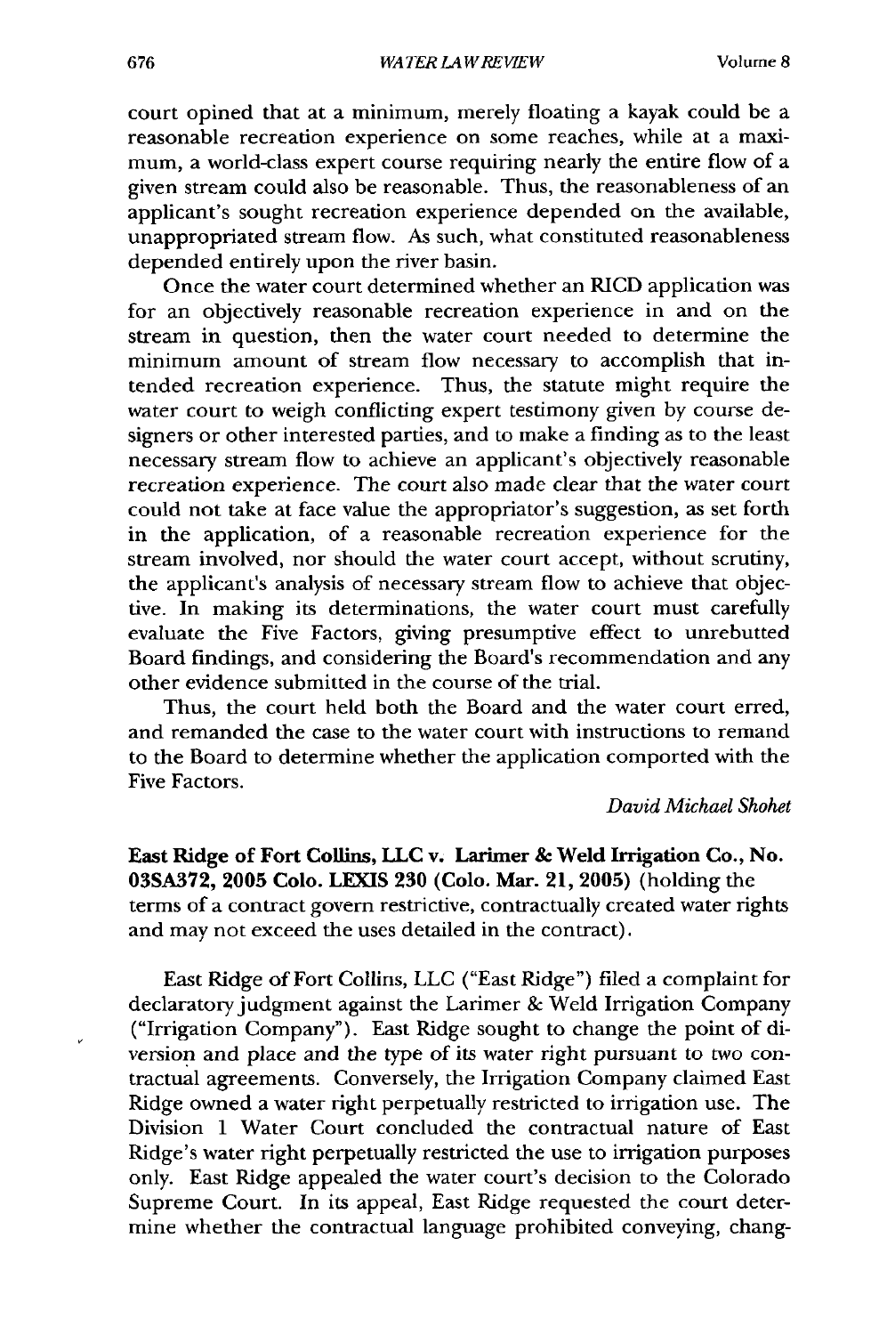court opined that at a minimum, merely floating a kayak could be a reasonable recreation experience on some reaches, while at a maximum, a world-class expert course requiring nearly the entire flow of a given stream could also be reasonable. Thus, the reasonableness of an applicant's sought recreation experience depended on the available, unappropriated stream flow. As such, what constituted reasonableness depended entirely upon the river basin.

Once the water court determined whether an RICD application was for an objectively reasonable recreation experience in and on the stream in question, then the water court needed to determine the minimum amount of stream flow necessary to accomplish that intended recreation experience. Thus, the statute might require the water court to weigh conflicting expert testimony given by course designers or other interested parties, and to make a finding as to the least necessary stream flow to achieve an applicant's objectively reasonable recreation experience. The court also made clear that the water court could not take at face value the appropriator's suggestion, as set forth in the application, of a reasonable recreation experience for the stream involved, nor should the water court accept, without scrutiny, the applicant's analysis of necessary stream flow to achieve that objective. In making its determinations, the water court must carefully evaluate the Five Factors, giving presumptive effect to unrebutted Board findings, and considering the Board's recommendation and any other evidence submitted in the course of the trial.

Thus, the court held both the Board and the water court erred, and remanded the case to the water court with instructions to remand to the Board to determine whether the application comported with the Five Factors.

*David Michael Shohet*

**East Ridge of Fort Collins, LLC v. Larimer & Weld Irrigation Co., No. 03SA372, 2005 Colo. LEXIS 230 (Colo. Mar. 21, 2005)** (holding the terms of a contract govern restrictive, contractually created water rights and may not exceed the uses detailed in the contract).

East Ridge of Fort Collins, LLC ("East Ridge") filed a complaint for declaratory judgment against the Larimer & Weld Irrigation Company ("Irrigation Company"). East Ridge sought to change the point of diversion and place and the type of its water right pursuant to two contractual agreements. Conversely, the Irrigation Company claimed East Ridge owned a water right perpetually restricted to irrigation use. The Division 1 Water Court concluded the contractual nature of East Ridge's water right perpetually restricted the use to irrigation purposes only. East Ridge appealed the water court's decision to the Colorado Supreme Court. In its appeal, East Ridge requested the court determine whether the contractual language prohibited conveying, chang-